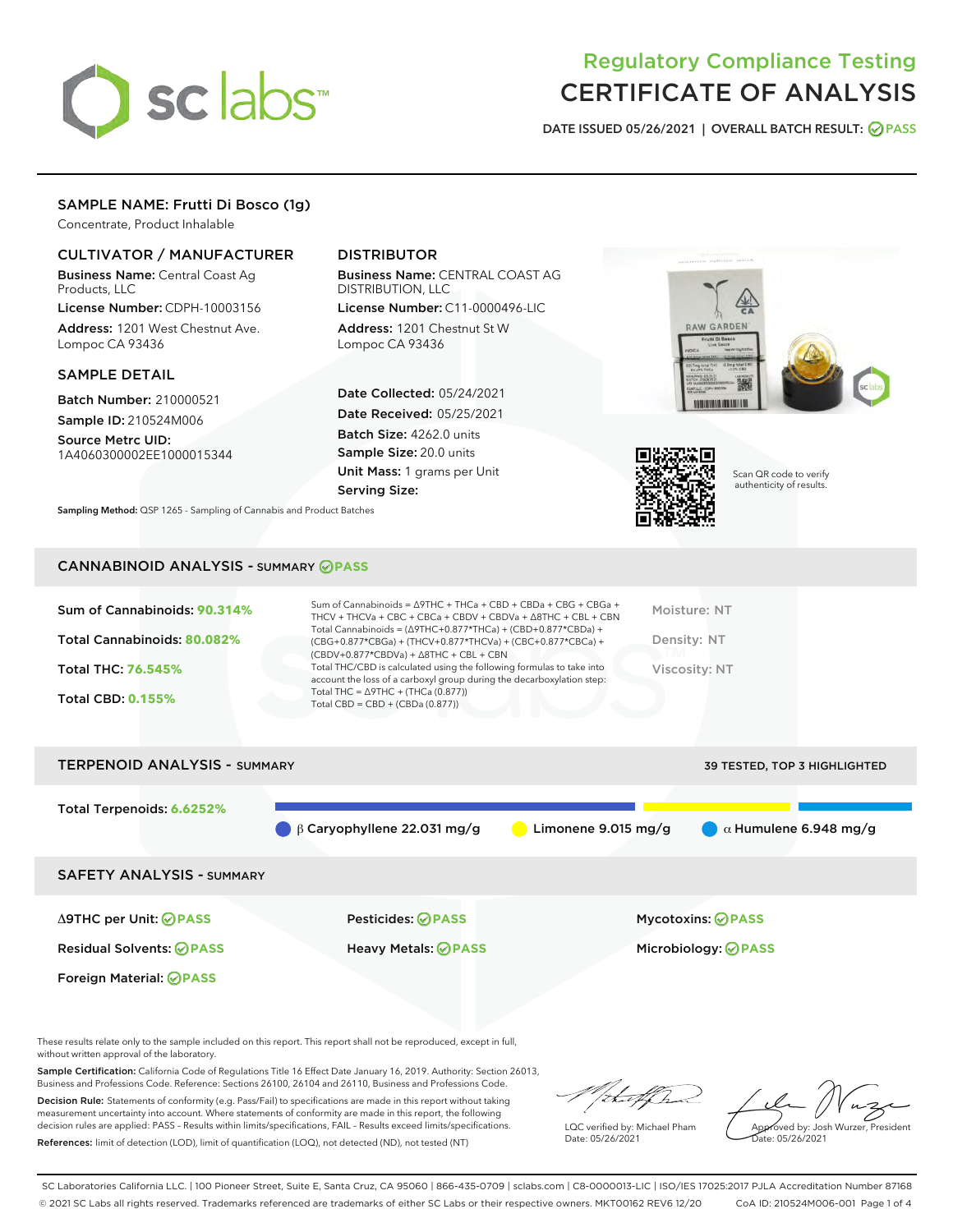# Regulatory Compliance Testing
# CERTIFICATE OF ANALYSIS

DATE ISSUED 05/26/2021 | OVERALL BATCH RESULT: PASS

## SAMPLE NAME: Frutti Di Bosco (1g)

Concentrate, Product Inhalable

### CULTIVATOR / MANUFACTURER

**Business Name:** Central Coast Ag Products, LLC
**License Number:** CDPH-10003156
**Address:** 1201 West Chestnut Ave. Lompoc CA 93436

### DISTRIBUTOR

**Business Name:** CENTRAL COAST AG DISTRIBUTION, LLC
**License Number:** C11-0000496-LIC
**Address:** 1201 Chestnut St W Lompoc CA 93436

### SAMPLE DETAIL

**Batch Number:** 210000521
**Sample ID:** 210524M006
**Source Metrc UID:** 1A4060300002EE1000015344

**Date Collected:** 05/24/2021
**Date Received:** 05/25/2021
**Batch Size:** 4262.0 units
**Sample Size:** 20.0 units
**Unit Mass:** 1 grams per Unit
**Serving Size:**

Scan QR code to verify authenticity of results.

**Sampling Method:** QSP 1265 - Sampling of Cannabis and Product Batches

## CANNABINOID ANALYSIS - SUMMARY PASS

Sum of Cannabinoids: **90.314%**

Total Cannabinoids: **80.082%**

Total THC: **76.545%**

Total CBD: **0.155%**

Sum of Cannabinoids = Δ9THC + THCa + CBD + CBDa + CBG + CBGa + THCV + THCVa + CBC + CBCa + CBDV + CBDVa + Δ8THC + CBL + CBN
Total Cannabinoids = (Δ9THC+0.877*THCa) + (CBD+0.877*CBDa) + (CBG+0.877*CBGa) + (THCV+0.877*THCVa) + (CBC+0.877*CBCa) + (CBDV+0.877*CBDVa) + Δ8THC + CBL + CBN
Total THC/CBD is calculated using the following formulas to take into account the loss of a carboxyl group during the decarboxylation step:
Total THC = Δ9THC + (THCa (0.877))
Total CBD = CBD + (CBDa (0.877))

Moisture: NT

Density: NT

Viscosity: NT

## TERPENOID ANALYSIS - SUMMARY

39 TESTED, TOP 3 HIGHLIGHTED

Total Terpenoids: **6.6252%**

β Caryophyllene 22.031 mg/g | Limonene 9.015 mg/g | α Humulene 6.948 mg/g

## SAFETY ANALYSIS - SUMMARY

| | | |
|---|---|---|
| Δ9THC per Unit: PASS | Pesticides: PASS | Mycotoxins: PASS |
| Residual Solvents: PASS | Heavy Metals: PASS | Microbiology: PASS |
| Foreign Material: PASS | | |

These results relate only to the sample included on this report. This report shall not be reproduced, except in full, without written approval of the laboratory.

**Sample Certification:** California Code of Regulations Title 16 Effect Date January 16, 2019. Authority: Section 26013, Business and Professions Code. Reference: Sections 26100, 26104 and 26110, Business and Professions Code.

**Decision Rule:** Statements of conformity (e.g. Pass/Fail) to specifications are made in this report without taking measurement uncertainty into account. Where statements of conformity are made in this report, the following decision rules are applied: PASS - Results within limits/specifications, FAIL - Results exceed limits/specifications.

**References:** limit of detection (LOD), limit of quantification (LOQ), not detected (ND), not tested (NT)

LQC verified by: Michael Pham
Date: 05/26/2021

Approved by: Josh Wurzer, President
Date: 05/26/2021

SC Laboratories California LLC. | 100 Pioneer Street, Suite E, Santa Cruz, CA 95060 | 866-435-0709 | sclabs.com | C8-0000013-LIC | ISO/IES 17025:2017 PJLA Accreditation Number 87168
© 2021 SC Labs all rights reserved. Trademarks referenced are trademarks of either SC Labs or their respective owners. MKT00162 REV6 12/20 CoA ID: 210524M006-001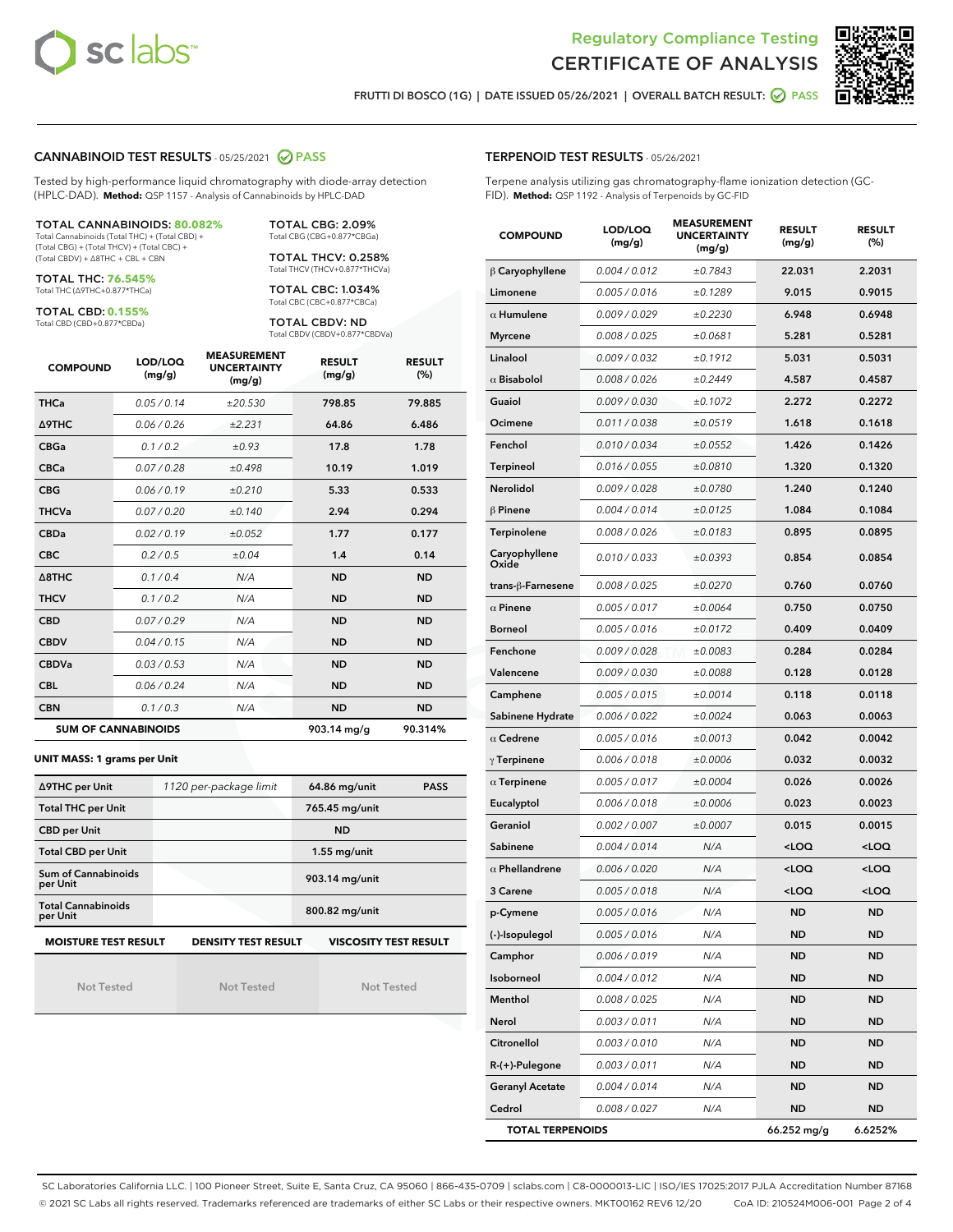# Regulatory Compliance Testing
# CERTIFICATE OF ANALYSIS

FRUTTI DI BOSCO (1G) | DATE ISSUED 05/26/2021 | OVERALL BATCH RESULT: PASS

## CANNABINOID TEST RESULTS - 05/25/2021 PASS

Tested by high-performance liquid chromatography with diode-array detection (HPLC-DAD). **Method:** QSP 1157 - Analysis of Cannabinoids by HPLC-DAD

**TOTAL CANNABINOIDS: 80.082%**
Total Cannabinoids (Total THC) + (Total CBD) + (Total CBG) + (Total THCV) + (Total CBC) + (Total CBDV) + Δ8THC + CBL + CBN

**TOTAL THC: 76.545%**
Total THC (Δ9THC+0.877*THCa)

**TOTAL CBD: 0.155%**
Total CBD (CBD+0.877*CBDa)

**TOTAL CBG: 2.09%**
Total CBG (CBG+0.877*CBGa)

**TOTAL THCV: 0.258%**
Total THCV (THCV+0.877*THCVa)

**TOTAL CBC: 1.034%**
Total CBC (CBC+0.877*CBCa)

**TOTAL CBDV: ND**
Total CBDV (CBDV+0.877*CBDVa)

| COMPOUND | LOD/LOQ (mg/g) | MEASUREMENT UNCERTAINTY (mg/g) | RESULT (mg/g) | RESULT (%) |
|---|---|---|---|---|
| THCa | 0.05 / 0.14 | ±20.530 | 798.85 | 79.885 |
| Δ9THC | 0.06 / 0.26 | ±2.231 | 64.86 | 6.486 |
| CBGa | 0.1 / 0.2 | ±0.93 | 17.8 | 1.78 |
| CBCa | 0.07 / 0.28 | ±0.498 | 10.19 | 1.019 |
| CBG | 0.06 / 0.19 | ±0.210 | 5.33 | 0.533 |
| THCVa | 0.07 / 0.20 | ±0.140 | 2.94 | 0.294 |
| CBDa | 0.02 / 0.19 | ±0.052 | 1.77 | 0.177 |
| CBC | 0.2 / 0.5 | ±0.04 | 1.4 | 0.14 |
| Δ8THC | 0.1 / 0.4 | N/A | ND | ND |
| THCV | 0.1 / 0.2 | N/A | ND | ND |
| CBD | 0.07 / 0.29 | N/A | ND | ND |
| CBDV | 0.04 / 0.15 | N/A | ND | ND |
| CBDVa | 0.03 / 0.53 | N/A | ND | ND |
| CBL | 0.06 / 0.24 | N/A | ND | ND |
| CBN | 0.1 / 0.3 | N/A | ND | ND |
| **SUM OF CANNABINOIDS** | | | 903.14 mg/g | 90.314% |

**UNIT MASS: 1 grams per Unit**

| | | | |
|---|---|---|---|
| Δ9THC per Unit | 1120 per-package limit | 64.86 mg/unit | PASS |
| Total THC per Unit | | 765.45 mg/unit | |
| CBD per Unit | | ND | |
| Total CBD per Unit | | 1.55 mg/unit | |
| Sum of Cannabinoids per Unit | | 903.14 mg/unit | |
| Total Cannabinoids per Unit | | 800.82 mg/unit | |

| MOISTURE TEST RESULT | DENSITY TEST RESULT | VISCOSITY TEST RESULT |
|---|---|---|
| Not Tested | Not Tested | Not Tested |

## TERPENOID TEST RESULTS - 05/26/2021

Terpene analysis utilizing gas chromatography-flame ionization detection (GC-FID). **Method:** QSP 1192 - Analysis of Terpenoids by GC-FID

| COMPOUND | LOD/LOQ (mg/g) | MEASUREMENT UNCERTAINTY (mg/g) | RESULT (mg/g) | RESULT (%) |
|---|---|---|---|---|
| β Caryophyllene | 0.004 / 0.012 | ±0.7843 | 22.031 | 2.2031 |
| Limonene | 0.005 / 0.016 | ±0.1289 | 9.015 | 0.9015 |
| α Humulene | 0.009 / 0.029 | ±0.2230 | 6.948 | 0.6948 |
| Myrcene | 0.008 / 0.025 | ±0.0681 | 5.281 | 0.5281 |
| Linalool | 0.009 / 0.032 | ±0.1912 | 5.031 | 0.5031 |
| α Bisabolol | 0.008 / 0.026 | ±0.2449 | 4.587 | 0.4587 |
| Guaiol | 0.009 / 0.030 | ±0.1072 | 2.272 | 0.2272 |
| Ocimene | 0.011 / 0.038 | ±0.0519 | 1.618 | 0.1618 |
| Fenchol | 0.010 / 0.034 | ±0.0552 | 1.426 | 0.1426 |
| Terpineol | 0.016 / 0.055 | ±0.0810 | 1.320 | 0.1320 |
| Nerolidol | 0.009 / 0.028 | ±0.0780 | 1.240 | 0.1240 |
| β Pinene | 0.004 / 0.014 | ±0.0125 | 1.084 | 0.1084 |
| Terpinolene | 0.008 / 0.026 | ±0.0183 | 0.895 | 0.0895 |
| Caryophyllene Oxide | 0.010 / 0.033 | ±0.0393 | 0.854 | 0.0854 |
| trans-β-Farnesene | 0.008 / 0.025 | ±0.0270 | 0.760 | 0.0760 |
| α Pinene | 0.005 / 0.017 | ±0.0064 | 0.750 | 0.0750 |
| Borneol | 0.005 / 0.016 | ±0.0172 | 0.409 | 0.0409 |
| Fenchone | 0.009 / 0.028 | ±0.0083 | 0.284 | 0.0284 |
| Valencene | 0.009 / 0.030 | ±0.0088 | 0.128 | 0.0128 |
| Camphene | 0.005 / 0.015 | ±0.0014 | 0.118 | 0.0118 |
| Sabinene Hydrate | 0.006 / 0.022 | ±0.0024 | 0.063 | 0.0063 |
| α Cedrene | 0.005 / 0.016 | ±0.0013 | 0.042 | 0.0042 |
| γ Terpinene | 0.006 / 0.018 | ±0.0006 | 0.032 | 0.0032 |
| α Terpinene | 0.005 / 0.017 | ±0.0004 | 0.026 | 0.0026 |
| Eucalyptol | 0.006 / 0.018 | ±0.0006 | 0.023 | 0.0023 |
| Geraniol | 0.002 / 0.007 | ±0.0007 | 0.015 | 0.0015 |
| Sabinene | 0.004 / 0.014 | N/A | <LOQ | <LOQ |
| α Phellandrene | 0.006 / 0.020 | N/A | <LOQ | <LOQ |
| 3 Carene | 0.005 / 0.018 | N/A | <LOQ | <LOQ |
| p-Cymene | 0.005 / 0.016 | N/A | ND | ND |
| (-)-Isopulegol | 0.005 / 0.016 | N/A | ND | ND |
| Camphor | 0.006 / 0.019 | N/A | ND | ND |
| Isoborneol | 0.004 / 0.012 | N/A | ND | ND |
| Menthol | 0.008 / 0.025 | N/A | ND | ND |
| Nerol | 0.003 / 0.011 | N/A | ND | ND |
| Citronellol | 0.003 / 0.010 | N/A | ND | ND |
| R-(+)-Pulegone | 0.003 / 0.011 | N/A | ND | ND |
| Geranyl Acetate | 0.004 / 0.014 | N/A | ND | ND |
| Cedrol | 0.008 / 0.027 | N/A | ND | ND |
| **TOTAL TERPENOIDS** | | | 66.252 mg/g | 6.6252% |

SC Laboratories California LLC. | 100 Pioneer Street, Suite E, Santa Cruz, CA 95060 | 866-435-0709 | sclabs.com | C8-0000013-LIC | ISO/IES 17025:2017 PJLA Accreditation Number 87168
© 2021 SC Labs all rights reserved. Trademarks referenced are trademarks of either SC Labs or their respective owners. MKT00162 REV6 12/20 CoA ID: 210524M006-001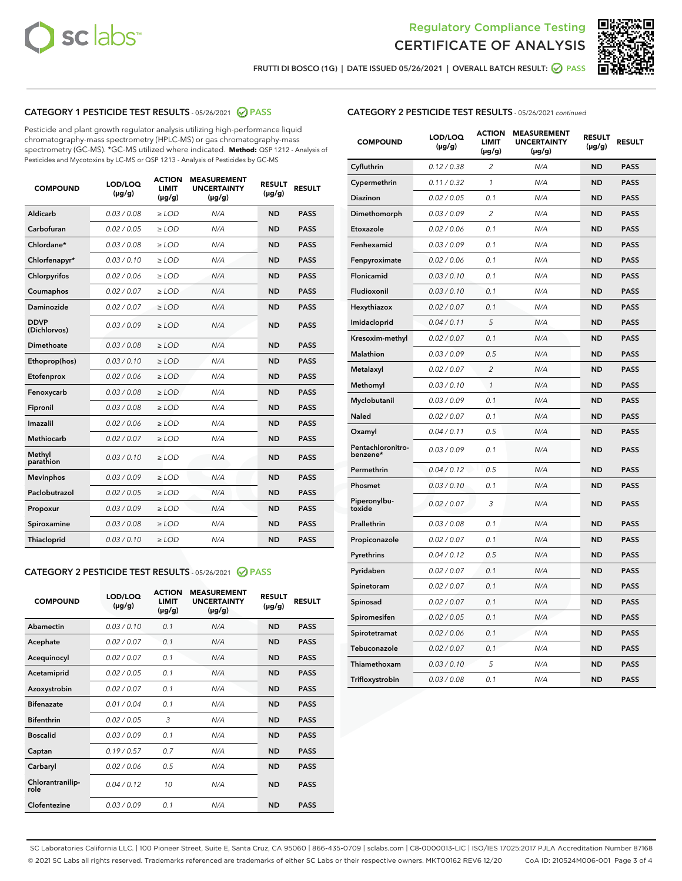Regulatory Compliance Testing
# CERTIFICATE OF ANALYSIS

FRUTTI DI BOSCO (1G) | DATE ISSUED 05/26/2021 | OVERALL BATCH RESULT: PASS

## CATEGORY 1 PESTICIDE TEST RESULTS - 05/26/2021 PASS

Pesticide and plant growth regulator analysis utilizing high-performance liquid chromatography-mass spectrometry (HPLC-MS) or gas chromatography-mass spectrometry (GC-MS). *GC-MS utilized where indicated. **Method:** QSP 1212 - Analysis of Pesticides and Mycotoxins by LC-MS or QSP 1213 - Analysis of Pesticides by GC-MS

| COMPOUND | LOD/LOQ (µg/g) | ACTION LIMIT (µg/g) | MEASUREMENT UNCERTAINTY (µg/g) | RESULT (µg/g) | RESULT |
|---|---|---|---|---|---|
| Aldicarb | 0.03 / 0.08 | ≥ LOD | N/A | ND | PASS |
| Carbofuran | 0.02 / 0.05 | ≥ LOD | N/A | ND | PASS |
| Chlordane* | 0.03 / 0.08 | ≥ LOD | N/A | ND | PASS |
| Chlorfenapyr* | 0.03 / 0.10 | ≥ LOD | N/A | ND | PASS |
| Chlorpyrifos | 0.02 / 0.06 | ≥ LOD | N/A | ND | PASS |
| Coumaphos | 0.02 / 0.07 | ≥ LOD | N/A | ND | PASS |
| Daminozide | 0.02 / 0.07 | ≥ LOD | N/A | ND | PASS |
| DDVP (Dichlorvos) | 0.03 / 0.09 | ≥ LOD | N/A | ND | PASS |
| Dimethoate | 0.03 / 0.08 | ≥ LOD | N/A | ND | PASS |
| Ethoprop(hos) | 0.03 / 0.10 | ≥ LOD | N/A | ND | PASS |
| Etofenprox | 0.02 / 0.06 | ≥ LOD | N/A | ND | PASS |
| Fenoxycarb | 0.03 / 0.08 | ≥ LOD | N/A | ND | PASS |
| Fipronil | 0.03 / 0.08 | ≥ LOD | N/A | ND | PASS |
| Imazalil | 0.02 / 0.06 | ≥ LOD | N/A | ND | PASS |
| Methiocarb | 0.02 / 0.07 | ≥ LOD | N/A | ND | PASS |
| Methyl parathion | 0.03 / 0.10 | ≥ LOD | N/A | ND | PASS |
| Mevinphos | 0.03 / 0.09 | ≥ LOD | N/A | ND | PASS |
| Paclobutrazol | 0.02 / 0.05 | ≥ LOD | N/A | ND | PASS |
| Propoxur | 0.03 / 0.09 | ≥ LOD | N/A | ND | PASS |
| Spiroxamine | 0.03 / 0.08 | ≥ LOD | N/A | ND | PASS |
| Thiacloprid | 0.03 / 0.10 | ≥ LOD | N/A | ND | PASS |

## CATEGORY 2 PESTICIDE TEST RESULTS - 05/26/2021 PASS

| COMPOUND | LOD/LOQ (µg/g) | ACTION LIMIT (µg/g) | MEASUREMENT UNCERTAINTY (µg/g) | RESULT (µg/g) | RESULT |
|---|---|---|---|---|---|
| Abamectin | 0.03 / 0.10 | 0.1 | N/A | ND | PASS |
| Acephate | 0.02 / 0.07 | 0.1 | N/A | ND | PASS |
| Acequinocyl | 0.02 / 0.07 | 0.1 | N/A | ND | PASS |
| Acetamiprid | 0.02 / 0.05 | 0.1 | N/A | ND | PASS |
| Azoxystrobin | 0.02 / 0.07 | 0.1 | N/A | ND | PASS |
| Bifenazate | 0.01 / 0.04 | 0.1 | N/A | ND | PASS |
| Bifenthrin | 0.02 / 0.05 | 3 | N/A | ND | PASS |
| Boscalid | 0.03 / 0.09 | 0.1 | N/A | ND | PASS |
| Captan | 0.19 / 0.57 | 0.7 | N/A | ND | PASS |
| Carbaryl | 0.02 / 0.06 | 0.5 | N/A | ND | PASS |
| Chlorantraniliprole | 0.04 / 0.12 | 10 | N/A | ND | PASS |
| Clofentezine | 0.03 / 0.09 | 0.1 | N/A | ND | PASS |
| Cyfluthrin | 0.12 / 0.38 | 2 | N/A | ND | PASS |
| Cypermethrin | 0.11 / 0.32 | 1 | N/A | ND | PASS |
| Diazinon | 0.02 / 0.05 | 0.1 | N/A | ND | PASS |
| Dimethomorph | 0.03 / 0.09 | 2 | N/A | ND | PASS |
| Etoxazole | 0.02 / 0.06 | 0.1 | N/A | ND | PASS |
| Fenhexamid | 0.03 / 0.09 | 0.1 | N/A | ND | PASS |
| Fenpyroximate | 0.02 / 0.06 | 0.1 | N/A | ND | PASS |
| Flonicamid | 0.03 / 0.10 | 0.1 | N/A | ND | PASS |
| Fludioxonil | 0.03 / 0.10 | 0.1 | N/A | ND | PASS |
| Hexythiazox | 0.02 / 0.07 | 0.1 | N/A | ND | PASS |
| Imidacloprid | 0.04 / 0.11 | 5 | N/A | ND | PASS |
| Kresoxim-methyl | 0.02 / 0.07 | 0.1 | N/A | ND | PASS |
| Malathion | 0.03 / 0.09 | 0.5 | N/A | ND | PASS |
| Metalaxyl | 0.02 / 0.07 | 2 | N/A | ND | PASS |
| Methomyl | 0.03 / 0.10 | 1 | N/A | ND | PASS |
| Myclobutanil | 0.03 / 0.09 | 0.1 | N/A | ND | PASS |
| Naled | 0.02 / 0.07 | 0.1 | N/A | ND | PASS |
| Oxamyl | 0.04 / 0.11 | 0.5 | N/A | ND | PASS |
| Pentachloronitrobenzene* | 0.03 / 0.09 | 0.1 | N/A | ND | PASS |
| Permethrin | 0.04 / 0.12 | 0.5 | N/A | ND | PASS |
| Phosmet | 0.03 / 0.10 | 0.1 | N/A | ND | PASS |
| Piperonylbutoxide | 0.02 / 0.07 | 3 | N/A | ND | PASS |
| Prallethrin | 0.03 / 0.08 | 0.1 | N/A | ND | PASS |
| Propiconazole | 0.02 / 0.07 | 0.1 | N/A | ND | PASS |
| Pyrethrins | 0.04 / 0.12 | 0.5 | N/A | ND | PASS |
| Pyridaben | 0.02 / 0.07 | 0.1 | N/A | ND | PASS |
| Spinetoram | 0.02 / 0.07 | 0.1 | N/A | ND | PASS |
| Spinosad | 0.02 / 0.07 | 0.1 | N/A | ND | PASS |
| Spiromesifen | 0.02 / 0.05 | 0.1 | N/A | ND | PASS |
| Spirotetramat | 0.02 / 0.06 | 0.1 | N/A | ND | PASS |
| Tebuconazole | 0.02 / 0.07 | 0.1 | N/A | ND | PASS |
| Thiamethoxam | 0.03 / 0.10 | 5 | N/A | ND | PASS |
| Trifloxystrobin | 0.03 / 0.08 | 0.1 | N/A | ND | PASS |

SC Laboratories California LLC. | 100 Pioneer Street, Suite E, Santa Cruz, CA 95060 | 866-435-0709 | sclabs.com | C8-0000013-LIC | ISO/IES 17025:2017 PJLA Accreditation Number 87168
© 2021 SC Labs all rights reserved. Trademarks referenced are trademarks of either SC Labs or their respective owners. MKT00162 REV6 12/20 CoA ID: 210524M006-001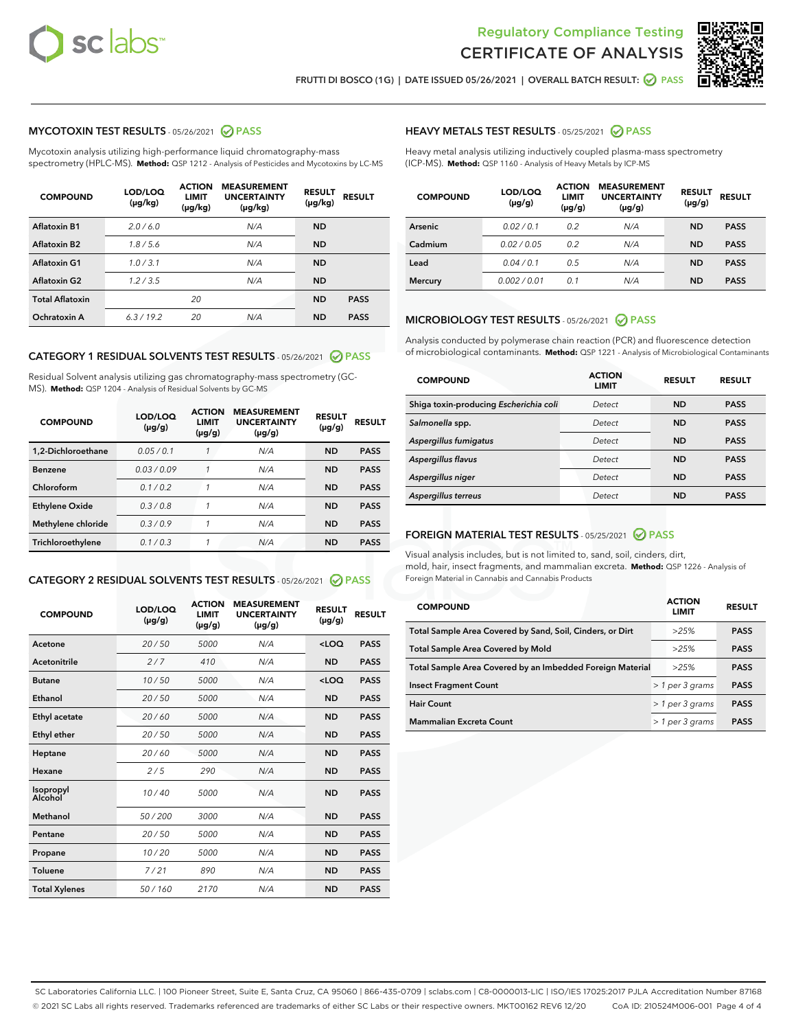# Regulatory Compliance Testing
# CERTIFICATE OF ANALYSIS

FRUTTI DI BOSCO (1G) | DATE ISSUED 05/26/2021 | OVERALL BATCH RESULT: PASS

## MYCOTOXIN TEST RESULTS - 05/26/2021 PASS

Mycotoxin analysis utilizing high-performance liquid chromatography-mass spectrometry (HPLC-MS). **Method:** QSP 1212 - Analysis of Pesticides and Mycotoxins by LC-MS

| COMPOUND | LOD/LOQ (µg/kg) | ACTION LIMIT (µg/kg) | MEASUREMENT UNCERTAINTY (µg/kg) | RESULT (µg/kg) | RESULT |
|---|---|---|---|---|---|
| Aflatoxin B1 | 2.0 / 6.0 | | N/A | ND | |
| Aflatoxin B2 | 1.8 / 5.6 | | N/A | ND | |
| Aflatoxin G1 | 1.0 / 3.1 | | N/A | ND | |
| Aflatoxin G2 | 1.2 / 3.5 | | N/A | ND | |
| Total Aflatoxin | | 20 | | ND | PASS |
| Ochratoxin A | 6.3 / 19.2 | 20 | N/A | ND | PASS |

## CATEGORY 1 RESIDUAL SOLVENTS TEST RESULTS - 05/26/2021 PASS

Residual Solvent analysis utilizing gas chromatography-mass spectrometry (GC-MS). **Method:** QSP 1204 - Analysis of Residual Solvents by GC-MS

| COMPOUND | LOD/LOQ (µg/g) | ACTION LIMIT (µg/g) | MEASUREMENT UNCERTAINTY (µg/g) | RESULT (µg/g) | RESULT |
|---|---|---|---|---|---|
| 1,2-Dichloroethane | 0.05 / 0.1 | 1 | N/A | ND | PASS |
| Benzene | 0.03 / 0.09 | 1 | N/A | ND | PASS |
| Chloroform | 0.1 / 0.2 | 1 | N/A | ND | PASS |
| Ethylene Oxide | 0.3 / 0.8 | 1 | N/A | ND | PASS |
| Methylene chloride | 0.3 / 0.9 | 1 | N/A | ND | PASS |
| Trichloroethylene | 0.1 / 0.3 | 1 | N/A | ND | PASS |

## CATEGORY 2 RESIDUAL SOLVENTS TEST RESULTS - 05/26/2021 PASS

| COMPOUND | LOD/LOQ (µg/g) | ACTION LIMIT (µg/g) | MEASUREMENT UNCERTAINTY (µg/g) | RESULT (µg/g) | RESULT |
|---|---|---|---|---|---|
| Acetone | 20 / 50 | 5000 | N/A | <LOQ | PASS |
| Acetonitrile | 2 / 7 | 410 | N/A | ND | PASS |
| Butane | 10 / 50 | 5000 | N/A | <LOQ | PASS |
| Ethanol | 20 / 50 | 5000 | N/A | ND | PASS |
| Ethyl acetate | 20 / 60 | 5000 | N/A | ND | PASS |
| Ethyl ether | 20 / 50 | 5000 | N/A | ND | PASS |
| Heptane | 20 / 60 | 5000 | N/A | ND | PASS |
| Hexane | 2 / 5 | 290 | N/A | ND | PASS |
| Isopropyl Alcohol | 10 / 40 | 5000 | N/A | ND | PASS |
| Methanol | 50 / 200 | 3000 | N/A | ND | PASS |
| Pentane | 20 / 50 | 5000 | N/A | ND | PASS |
| Propane | 10 / 20 | 5000 | N/A | ND | PASS |
| Toluene | 7 / 21 | 890 | N/A | ND | PASS |
| Total Xylenes | 50 / 160 | 2170 | N/A | ND | PASS |

## HEAVY METALS TEST RESULTS - 05/25/2021 PASS

Heavy metal analysis utilizing inductively coupled plasma-mass spectrometry (ICP-MS). **Method:** QSP 1160 - Analysis of Heavy Metals by ICP-MS

| COMPOUND | LOD/LOQ (µg/g) | ACTION LIMIT (µg/g) | MEASUREMENT UNCERTAINTY (µg/g) | RESULT (µg/g) | RESULT |
|---|---|---|---|---|---|
| Arsenic | 0.02 / 0.1 | 0.2 | N/A | ND | PASS |
| Cadmium | 0.02 / 0.05 | 0.2 | N/A | ND | PASS |
| Lead | 0.04 / 0.1 | 0.5 | N/A | ND | PASS |
| Mercury | 0.002 / 0.01 | 0.1 | N/A | ND | PASS |

## MICROBIOLOGY TEST RESULTS - 05/26/2021 PASS

Analysis conducted by polymerase chain reaction (PCR) and fluorescence detection of microbiological contaminants. **Method:** QSP 1221 - Analysis of Microbiological Contaminants

| COMPOUND | ACTION LIMIT | RESULT | RESULT |
|---|---|---|---|
| Shiga toxin-producing *Escherichia coli* | Detect | ND | PASS |
| *Salmonella* spp. | Detect | ND | PASS |
| *Aspergillus fumigatus* | Detect | ND | PASS |
| *Aspergillus flavus* | Detect | ND | PASS |
| *Aspergillus niger* | Detect | ND | PASS |
| *Aspergillus terreus* | Detect | ND | PASS |

## FOREIGN MATERIAL TEST RESULTS - 05/25/2021 PASS

Visual analysis includes, but is not limited to, sand, soil, cinders, dirt, mold, hair, insect fragments, and mammalian excreta. **Method:** QSP 1226 - Analysis of Foreign Material in Cannabis and Cannabis Products

| COMPOUND | ACTION LIMIT | RESULT |
|---|---|---|
| Total Sample Area Covered by Sand, Soil, Cinders, or Dirt | >25% | PASS |
| Total Sample Area Covered by Mold | >25% | PASS |
| Total Sample Area Covered by an Imbedded Foreign Material | >25% | PASS |
| Insect Fragment Count | > 1 per 3 grams | PASS |
| Hair Count | > 1 per 3 grams | PASS |
| Mammalian Excreta Count | > 1 per 3 grams | PASS |

SC Laboratories California LLC. | 100 Pioneer Street, Suite E, Santa Cruz, CA 95060 | 866-435-0709 | sclabs.com | C8-0000013-LIC | ISO/IES 17025:2017 PJLA Accreditation Number 87168
© 2021 SC Labs all rights reserved. Trademarks referenced are trademarks of either SC Labs or their respective owners. MKT00162 REV6 12/20 CoA ID: 210524M006-001